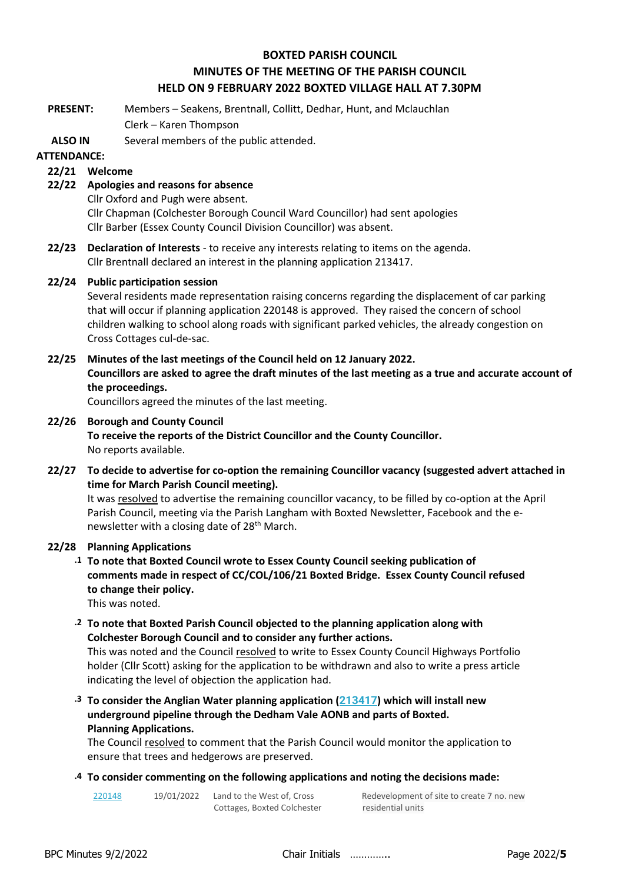# BOXTED PARISH COUNCIL
## MINUTES OF THE MEETING OF THE PARISH COUNCIL
## HELD ON 9 FEBRUARY 2022 BOXTED VILLAGE HALL AT 7.30PM

**PRESENT:** Members – Seakens, Brentnall, Collitt, Dedhar, Hunt, and Mclauchlan
Clerk – Karen Thompson

**ALSO IN ATTENDANCE:** Several members of the public attended.

**22/21 Welcome**

**22/22 Apologies and reasons for absence**
Cllr Oxford and Pugh were absent.
Cllr Chapman (Colchester Borough Council Ward Councillor) had sent apologies
Cllr Barber (Essex County Council Division Councillor) was absent.

**22/23 Declaration of Interests** - to receive any interests relating to items on the agenda.
Cllr Brentnall declared an interest in the planning application 213417.

**22/24 Public participation session**
Several residents made representation raising concerns regarding the displacement of car parking that will occur if planning application 220148 is approved. They raised the concern of school children walking to school along roads with significant parked vehicles, the already congestion on Cross Cottages cul-de-sac.

**22/25 Minutes of the last meetings of the Council held on 12 January 2022.**
**Councillors are asked to agree the draft minutes of the last meeting as a true and accurate account of the proceedings.**
Councillors agreed the minutes of the last meeting.

**22/26 Borough and County Council**
**To receive the reports of the District Councillor and the County Councillor.**
No reports available.

**22/27 To decide to advertise for co-option the remaining Councillor vacancy (suggested advert attached in time for March Parish Council meeting).**
It was resolved to advertise the remaining councillor vacancy, to be filled by co-option at the April Parish Council, meeting via the Parish Langham with Boxted Newsletter, Facebook and the e-newsletter with a closing date of 28th March.

**22/28 Planning Applications**

**.1 To note that Boxted Council wrote to Essex County Council seeking publication of comments made in respect of CC/COL/106/21 Boxted Bridge. Essex County Council refused to change their policy.**
This was noted.

**.2 To note that Boxted Parish Council objected to the planning application along with Colchester Borough Council and to consider any further actions.**
This was noted and the Council resolved to write to Essex County Council Highways Portfolio holder (Cllr Scott) asking for the application to be withdrawn and also to write a press article indicating the level of objection the application had.

**.3 To consider the Anglian Water planning application (213417) which will install new underground pipeline through the Dedham Vale AONB and parts of Boxted. Planning Applications.**
The Council resolved to comment that the Parish Council would monitor the application to ensure that trees and hedgerows are preserved.

**.4 To consider commenting on the following applications and noting the decisions made:**

| 220148 | 19/01/2022 | Land to the West of, Cross Cottages, Boxted Colchester | Redevelopment of site to create 7 no. new residential units |
|---|---|---|---|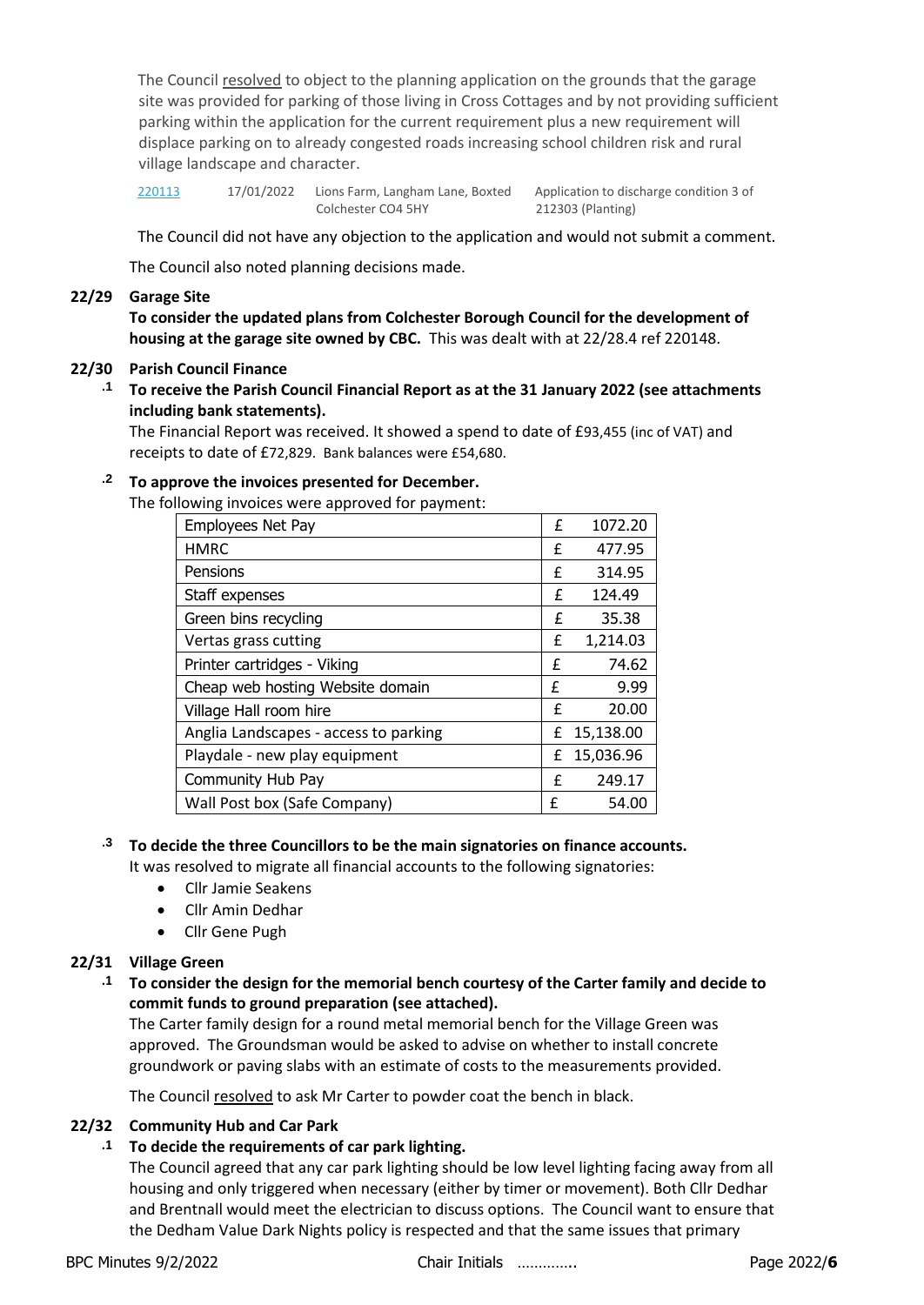The Council resolved to object to the planning application on the grounds that the garage site was provided for parking of those living in Cross Cottages and by not providing sufficient parking within the application for the current requirement plus a new requirement will displace parking on to already congested roads increasing school children risk and rural village landscape and character.

| 220113 | 17/01/2022 | Lions Farm, Langham Lane, Boxted Colchester CO4 5HY | Application to discharge condition 3 of 212303 (Planting) |
|---|---|---|---|

The Council did not have any objection to the application and would not submit a comment.

The Council also noted planning decisions made.

**22/29 Garage Site**

**To consider the updated plans from Colchester Borough Council for the development of housing at the garage site owned by CBC.** This was dealt with at 22/28.4 ref 220148.

**22/30 Parish Council Finance**

**.1 To receive the Parish Council Financial Report as at the 31 January 2022 (see attachments including bank statements).**

The Financial Report was received. It showed a spend to date of £93,455 (inc of VAT) and receipts to date of £72,829. Bank balances were £54,680.

**.2 To approve the invoices presented for December.**

The following invoices were approved for payment:

| Item | | Amount |
|---|---|---|
| Employees Net Pay | £ | 1072.20 |
| HMRC | £ | 477.95 |
| Pensions | £ | 314.95 |
| Staff expenses | £ | 124.49 |
| Green bins recycling | £ | 35.38 |
| Vertas grass cutting | £ | 1,214.03 |
| Printer cartridges - Viking | £ | 74.62 |
| Cheap web hosting Website domain | £ | 9.99 |
| Village Hall room hire | £ | 20.00 |
| Anglia Landscapes - access to parking | £ | 15,138.00 |
| Playdale - new play equipment | £ | 15,036.96 |
| Community Hub Pay | £ | 249.17 |
| Wall Post box (Safe Company) | £ | 54.00 |

**.3 To decide the three Councillors to be the main signatories on finance accounts.**

It was resolved to migrate all financial accounts to the following signatories:

- Cllr Jamie Seakens
- Cllr Amin Dedhar
- Cllr Gene Pugh

**22/31 Village Green**

**.1 To consider the design for the memorial bench courtesy of the Carter family and decide to commit funds to ground preparation (see attached).**

The Carter family design for a round metal memorial bench for the Village Green was approved. The Groundsman would be asked to advise on whether to install concrete groundwork or paving slabs with an estimate of costs to the measurements provided.

The Council resolved to ask Mr Carter to powder coat the bench in black.

**22/32 Community Hub and Car Park**

**.1 To decide the requirements of car park lighting.**

The Council agreed that any car park lighting should be low level lighting facing away from all housing and only triggered when necessary (either by timer or movement). Both Cllr Dedhar and Brentnall would meet the electrician to discuss options. The Council want to ensure that the Dedham Value Dark Nights policy is respected and that the same issues that primary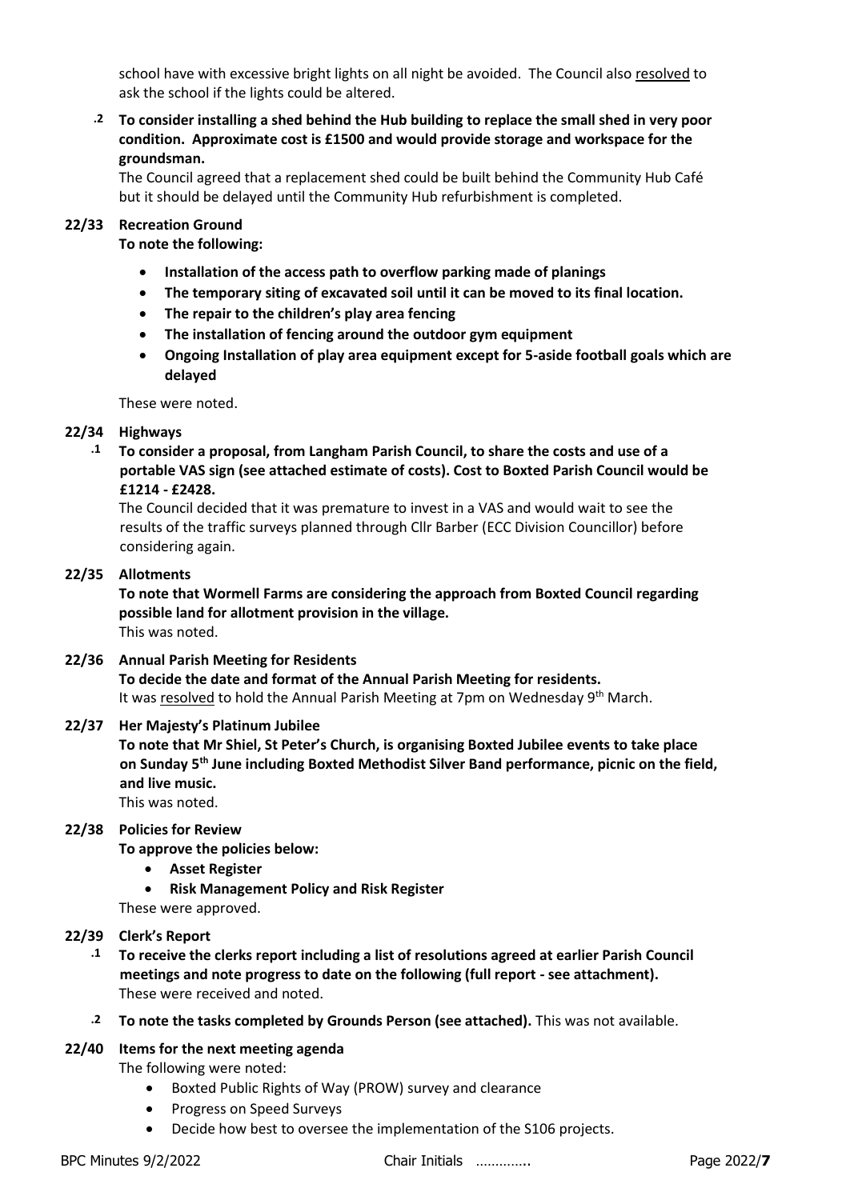school have with excessive bright lights on all night be avoided. The Council also resolved to ask the school if the lights could be altered.

**.2 To consider installing a shed behind the Hub building to replace the small shed in very poor condition. Approximate cost is £1500 and would provide storage and workspace for the groundsman.**

The Council agreed that a replacement shed could be built behind the Community Hub Café but it should be delayed until the Community Hub refurbishment is completed.

**22/33 Recreation Ground**

**To note the following:**

- **Installation of the access path to overflow parking made of planings**
- **The temporary siting of excavated soil until it can be moved to its final location.**
- **The repair to the children's play area fencing**
- **The installation of fencing around the outdoor gym equipment**
- **Ongoing Installation of play area equipment except for 5-aside football goals which are delayed**

These were noted.

**22/34 Highways**

**.1 To consider a proposal, from Langham Parish Council, to share the costs and use of a portable VAS sign (see attached estimate of costs). Cost to Boxted Parish Council would be £1214 - £2428.**

The Council decided that it was premature to invest in a VAS and would wait to see the results of the traffic surveys planned through Cllr Barber (ECC Division Councillor) before considering again.

**22/35 Allotments**

**To note that Wormell Farms are considering the approach from Boxted Council regarding possible land for allotment provision in the village.**

This was noted.

**22/36 Annual Parish Meeting for Residents**

**To decide the date and format of the Annual Parish Meeting for residents.**

It was resolved to hold the Annual Parish Meeting at 7pm on Wednesday 9th March.

**22/37 Her Majesty's Platinum Jubilee**

**To note that Mr Shiel, St Peter's Church, is organising Boxted Jubilee events to take place on Sunday 5th June including Boxted Methodist Silver Band performance, picnic on the field, and live music.**

This was noted.

**22/38 Policies for Review**

**To approve the policies below:**

- **Asset Register**
- **Risk Management Policy and Risk Register**

These were approved.

**22/39 Clerk's Report**

**.1 To receive the clerks report including a list of resolutions agreed at earlier Parish Council meetings and note progress to date on the following (full report - see attachment).**

These were received and noted.

**.2 To note the tasks completed by Grounds Person (see attached).** This was not available.

**22/40 Items for the next meeting agenda**

The following were noted:

- Boxted Public Rights of Way (PROW) survey and clearance
- Progress on Speed Surveys
- Decide how best to oversee the implementation of the S106 projects.

Chair Initials ………….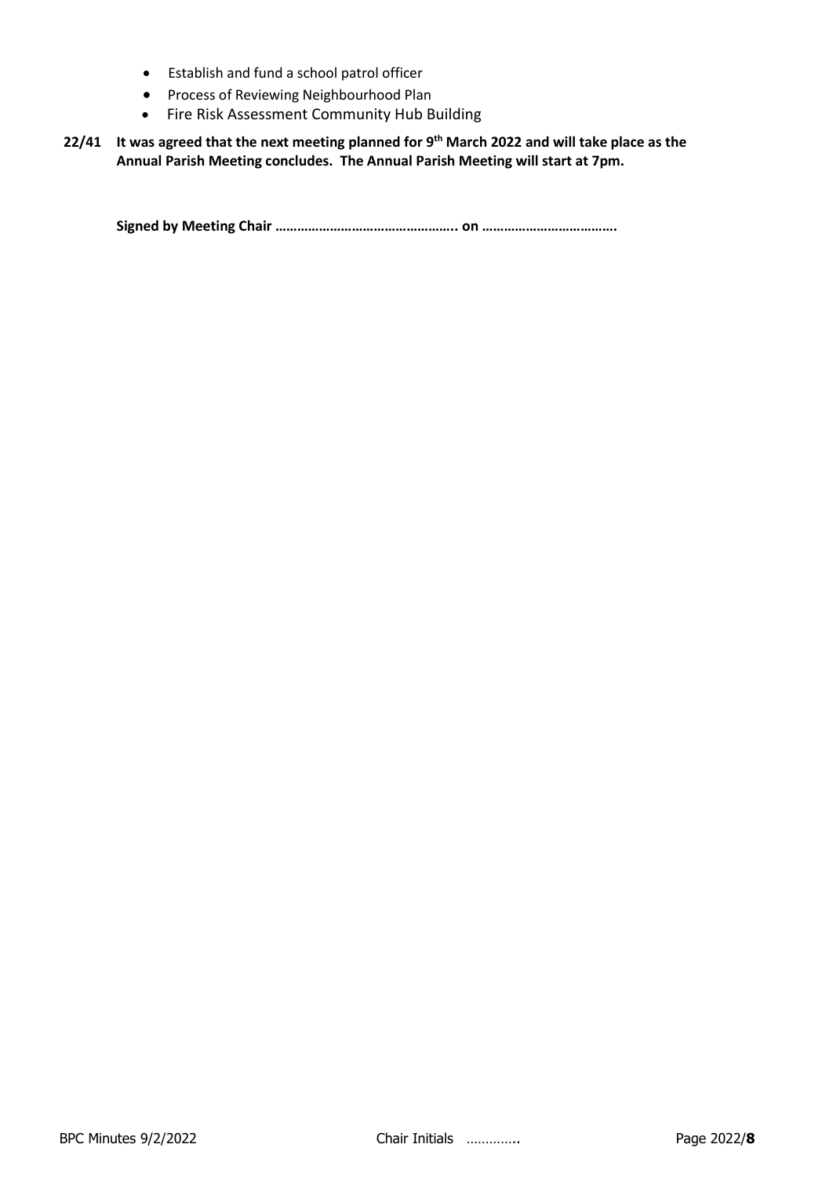- Establish and fund a school patrol officer
- Process of Reviewing Neighbourhood Plan
- Fire Risk Assessment Community Hub Building

**22/41 It was agreed that the next meeting planned for 9th March 2022 and will take place as the Annual Parish Meeting concludes. The Annual Parish Meeting will start at 7pm.**

**Signed by Meeting Chair ………………………………………….. on ……………………………….**

Chair Initials …………..